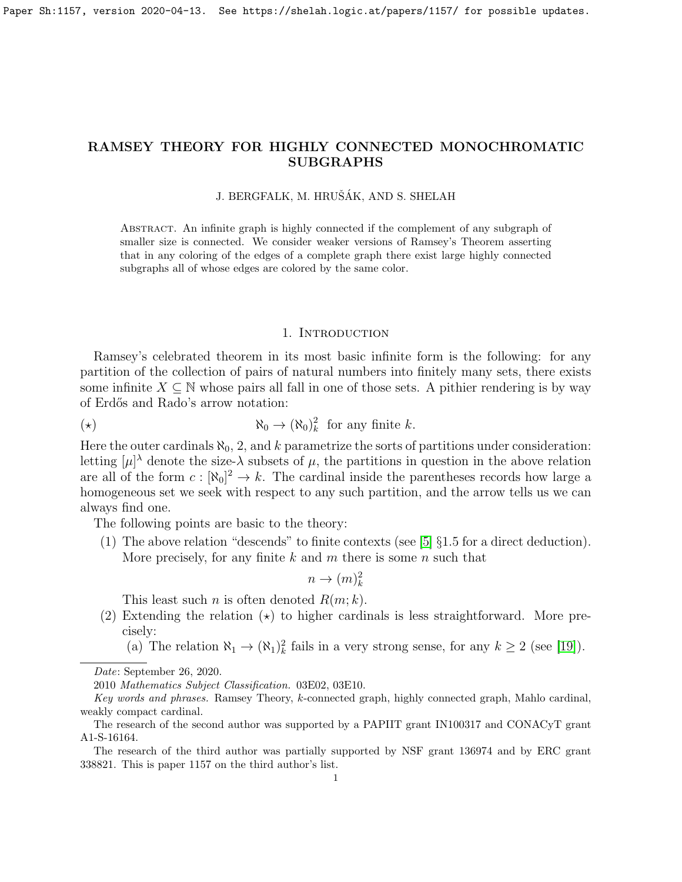# RAMSEY THEORY FOR HIGHLY CONNECTED MONOCHROMATIC SUBGRAPHS

J. BERGFALK, M. HRUŠÁK, AND S. SHELAH

Abstract. An infinite graph is highly connected if the complement of any subgraph of smaller size is connected. We consider weaker versions of Ramsey's Theorem asserting that in any coloring of the edges of a complete graph there exist large highly connected subgraphs all of whose edges are colored by the same color.

## 1. Introduction

Ramsey's celebrated theorem in its most basic infinite form is the following: for any partition of the collection of pairs of natural numbers into finitely many sets, there exists some infinite $X \subseteq \mathbb{N}$ whose pairs all fall in one of those sets. A pithier rendering is by way of Erdős and Rado's arrow notation:

$$(\star) \qquad \aleph_0 \to (\aleph_0)^2_k \ \text{ for any finite } k.$$

Here the outer cardinals $\aleph_0$, 2, and $k$ parametrize the sorts of partitions under consideration: letting $[\mu]^\lambda$ denote the size-$\lambda$ subsets of $\mu$, the partitions in question in the above relation are all of the form $c : [\aleph_0]^2 \to k$. The cardinal inside the parentheses records how large a homogeneous set we seek with respect to any such partition, and the arrow tells us we can always find one.

The following points are basic to the theory:

1. The above relation "descends" to finite contexts (see [5] §1.5 for a direct deduction). More precisely, for any finite $k$ and $m$ there is some $n$ such that
$$n \to (m)^2_k$$
This least such $n$ is often denoted $R(m; k)$.
2. Extending the relation $(\star)$ to higher cardinals is less straightforward. More precisely:
   (a) The relation $\aleph_1 \to (\aleph_1)^2_k$ fails in a very strong sense, for any $k \geq 2$ (see [19]).

*Date*: September 26, 2020.

2010 *Mathematics Subject Classification.* 03E02, 03E10.

*Key words and phrases.* Ramsey Theory, $k$-connected graph, highly connected graph, Mahlo cardinal, weakly compact cardinal.

The research of the second author was supported by a PAPIIT grant IN100317 and CONACyT grant A1-S-16164.

The research of the third author was partially supported by NSF grant 136974 and by ERC grant 338821. This is paper 1157 on the third author's list.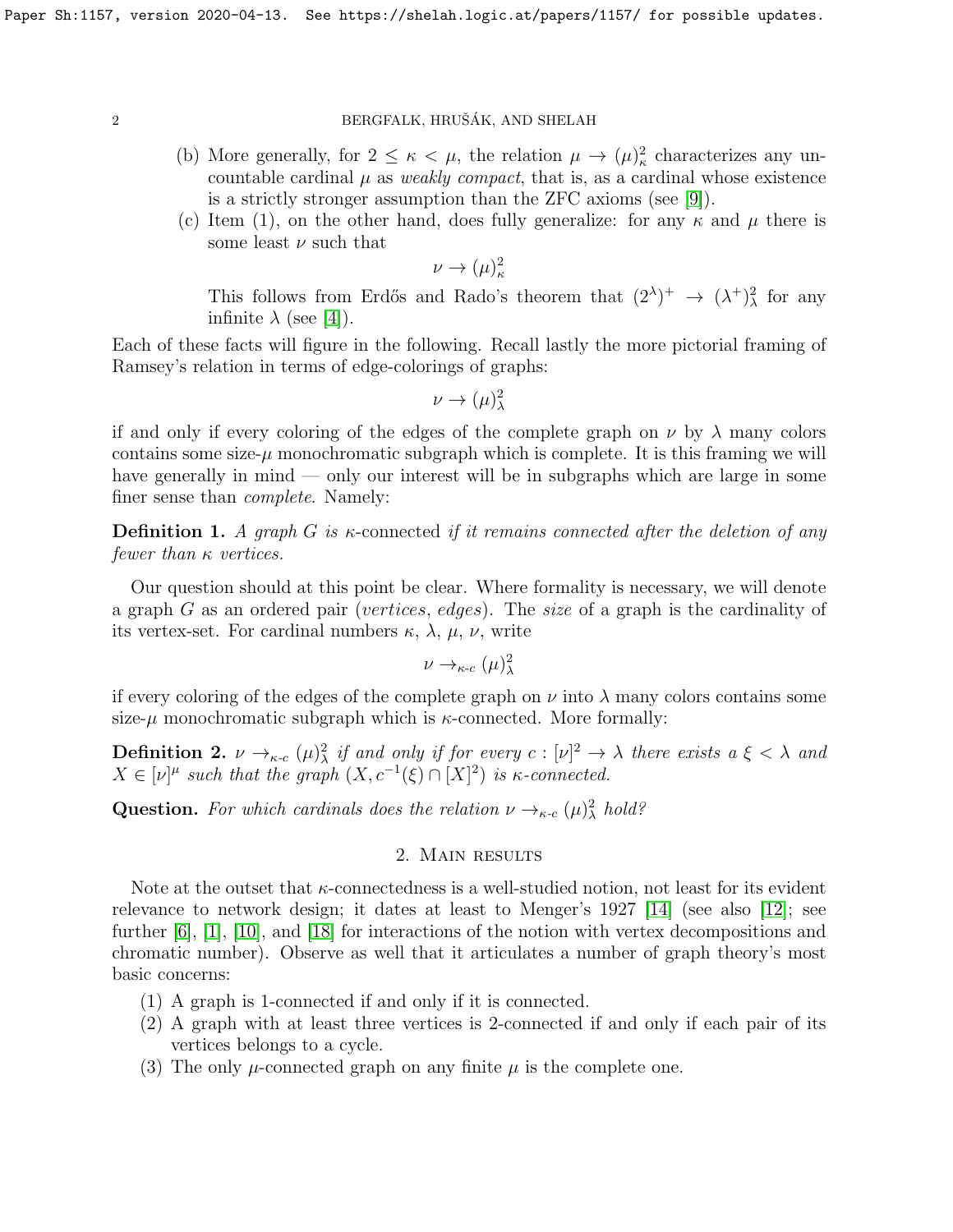(b) More generally, for $2 \leq \kappa < \mu$, the relation $\mu \to (\mu)^2_\kappa$ characterizes any uncountable cardinal $\mu$ as *weakly compact*, that is, as a cardinal whose existence is a strictly stronger assumption than the ZFC axioms (see [9]).

(c) Item (1), on the other hand, does fully generalize: for any $\kappa$ and $\mu$ there is some least $\nu$ such that

$$\nu \to (\mu)^2_\kappa$$

This follows from Erdős and Rado's theorem that $(2^\lambda)^+ \to (\lambda^+)^2_\lambda$ for any infinite $\lambda$ (see [4]).

Each of these facts will figure in the following. Recall lastly the more pictorial framing of Ramsey's relation in terms of edge-colorings of graphs:

$$\nu \to (\mu)^2_\lambda$$

if and only if every coloring of the edges of the complete graph on $\nu$ by $\lambda$ many colors contains some size-$\mu$ monochromatic subgraph which is complete. It is this framing we will have generally in mind — only our interest will be in subgraphs which are large in some finer sense than *complete*. Namely:

**Definition 1.** *A graph $G$ is* $\kappa$-connected *if it remains connected after the deletion of any fewer than $\kappa$ vertices.*

Our question should at this point be clear. Where formality is necessary, we will denote a graph $G$ as an ordered pair (*vertices*, *edges*). The *size* of a graph is the cardinality of its vertex-set. For cardinal numbers $\kappa$, $\lambda$, $\mu$, $\nu$, write

$$\nu \to_{\kappa\text{-}c} (\mu)^2_\lambda$$

if every coloring of the edges of the complete graph on $\nu$ into $\lambda$ many colors contains some size-$\mu$ monochromatic subgraph which is $\kappa$-connected. More formally:

**Definition 2.** *$\nu \to_{\kappa\text{-}c} (\mu)^2_\lambda$ if and only if for every $c : [\nu]^2 \to \lambda$ there exists a $\xi < \lambda$ and $X \in [\nu]^\mu$ such that the graph $(X, c^{-1}(\xi) \cap [X]^2)$ is $\kappa$-connected.*

**Question.** *For which cardinals does the relation $\nu \to_{\kappa\text{-}c} (\mu)^2_\lambda$ hold?*

## 2. Main results

Note at the outset that $\kappa$-connectedness is a well-studied notion, not least for its evident relevance to network design; it dates at least to Menger's 1927 [14] (see also [12]; see further [6], [1], [10], and [18] for interactions of the notion with vertex decompositions and chromatic number). Observe as well that it articulates a number of graph theory's most basic concerns:

(1) A graph is 1-connected if and only if it is connected.
(2) A graph with at least three vertices is 2-connected if and only if each pair of its vertices belongs to a cycle.
(3) The only $\mu$-connected graph on any finite $\mu$ is the complete one.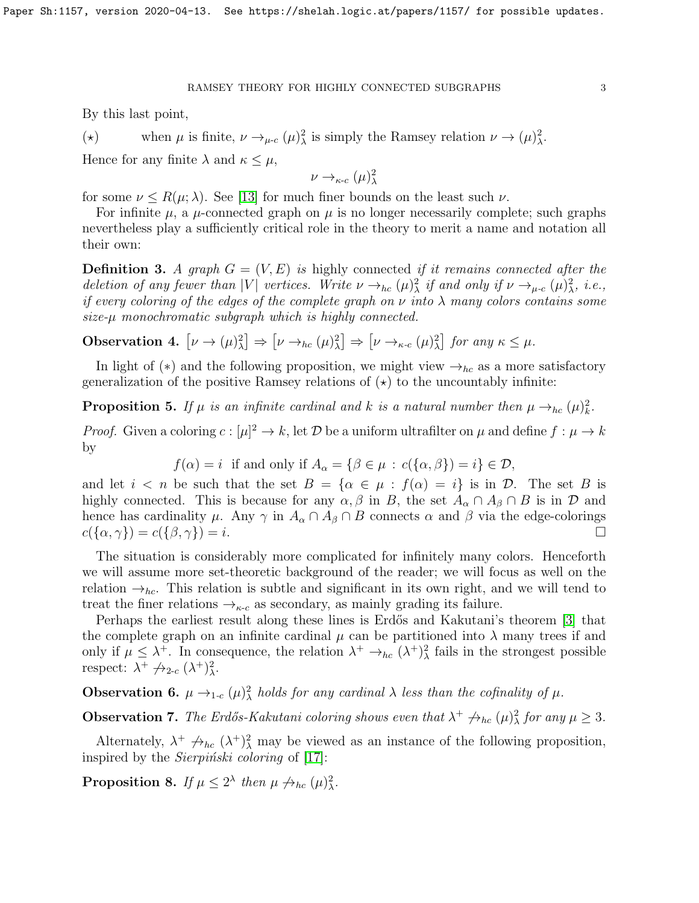By this last point,

($\star$) when $\mu$ is finite, $\nu \to_{\mu\text{-}c} (\mu)^2_\lambda$ is simply the Ramsey relation $\nu \to (\mu)^2_\lambda$.

Hence for any finite $\lambda$ and $\kappa \leq \mu$,

$$\nu \to_{\kappa\text{-}c} (\mu)^2_\lambda$$

for some $\nu \leq R(\mu; \lambda)$. See [13] for much finer bounds on the least such $\nu$.

For infinite $\mu$, a $\mu$-connected graph on $\mu$ is no longer necessarily complete; such graphs nevertheless play a sufficiently critical role in the theory to merit a name and notation all their own:

**Definition 3.** *A graph $G = (V, E)$ is* highly connected *if it remains connected after the deletion of any fewer than $|V|$ vertices. Write $\nu \to_{hc} (\mu)^2_\lambda$ if and only if $\nu \to_{\mu\text{-}c} (\mu)^2_\lambda$, i.e., if every coloring of the edges of the complete graph on $\nu$ into $\lambda$ many colors contains some size-$\mu$ monochromatic subgraph which is highly connected.*

**Observation 4.** $\left[\nu \to (\mu)^2_\lambda\right] \Rightarrow \left[\nu \to_{hc} (\mu)^2_\lambda\right] \Rightarrow \left[\nu \to_{\kappa\text{-}c} (\mu)^2_\lambda\right]$ *for any $\kappa \leq \mu$.*

In light of ($*$) and the following proposition, we might view $\to_{hc}$ as a more satisfactory generalization of the positive Ramsey relations of ($\star$) to the uncountably infinite:

**Proposition 5.** *If $\mu$ is an infinite cardinal and $k$ is a natural number then $\mu \to_{hc} (\mu)^2_k$.*

*Proof.* Given a coloring $c : [\mu]^2 \to k$, let $\mathcal{D}$ be a uniform ultrafilter on $\mu$ and define $f : \mu \to k$ by

$$f(\alpha) = i \text{ if and only if } A_\alpha = \{\beta \in \mu : c(\{\alpha, \beta\}) = i\} \in \mathcal{D},$$

and let $i < n$ be such that the set $B = \{\alpha \in \mu : f(\alpha) = i\}$ is in $\mathcal{D}$. The set $B$ is highly connected. This is because for any $\alpha, \beta$ in $B$, the set $A_\alpha \cap A_\beta \cap B$ is in $\mathcal{D}$ and hence has cardinality $\mu$. Any $\gamma$ in $A_\alpha \cap A_\beta \cap B$ connects $\alpha$ and $\beta$ via the edge-colorings $c(\{\alpha, \gamma\}) = c(\{\beta, \gamma\}) = i$. $\square$

The situation is considerably more complicated for infinitely many colors. Henceforth we will assume more set-theoretic background of the reader; we will focus as well on the relation $\to_{hc}$. This relation is subtle and significant in its own right, and we will tend to treat the finer relations $\to_{\kappa\text{-}c}$ as secondary, as mainly grading its failure.

Perhaps the earliest result along these lines is Erdős and Kakutani's theorem [3] that the complete graph on an infinite cardinal $\mu$ can be partitioned into $\lambda$ many trees if and only if $\mu \leq \lambda^+$. In consequence, the relation $\lambda^+ \to_{hc} (\lambda^+)^2_\lambda$ fails in the strongest possible respect: $\lambda^+ \not\to_{2\text{-}c} (\lambda^+)^2_\lambda$.

**Observation 6.** *$\mu \to_{1\text{-}c} (\mu)^2_\lambda$ holds for any cardinal $\lambda$ less than the cofinality of $\mu$.*

**Observation 7.** *The Erdős-Kakutani coloring shows even that $\lambda^+ \not\to_{hc} (\mu)^2_\lambda$ for any $\mu \geq 3$.*

Alternately, $\lambda^+ \not\to_{hc} (\lambda^+)^2_\lambda$ may be viewed as an instance of the following proposition, inspired by the *Sierpiński coloring* of [17]:

**Proposition 8.** *If $\mu \leq 2^\lambda$ then $\mu \not\to_{hc} (\mu)^2_\lambda$.*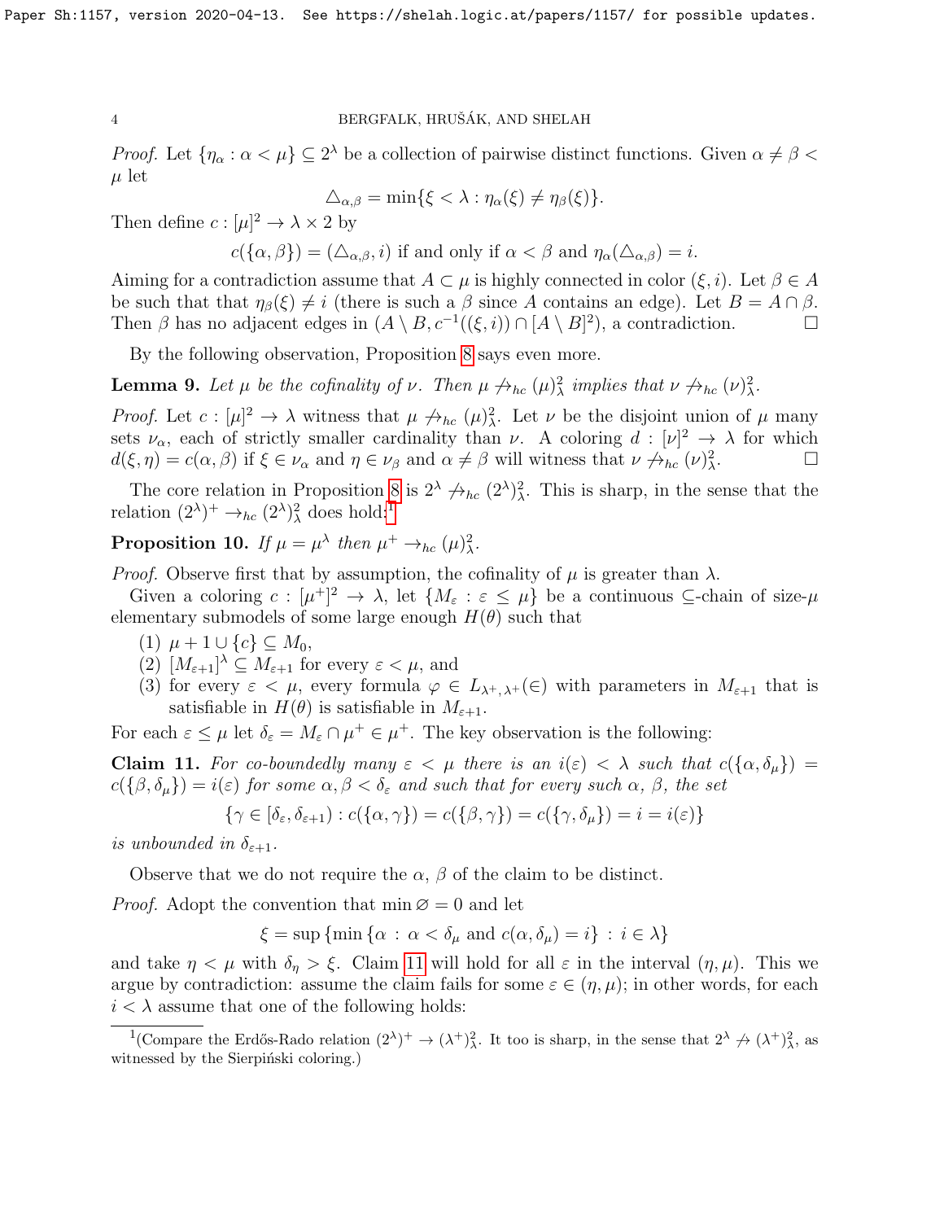*Proof.* Let $\{\eta_\alpha : \alpha < \mu\} \subseteq 2^\lambda$ be a collection of pairwise distinct functions. Given $\alpha \neq \beta < \mu$ let

$$\triangle_{\alpha,\beta} = \min\{\xi < \lambda : \eta_\alpha(\xi) \neq \eta_\beta(\xi)\}.$$

Then define $c : [\mu]^2 \to \lambda \times 2$ by

$$c(\{\alpha, \beta\}) = (\triangle_{\alpha,\beta}, i) \text{ if and only if } \alpha < \beta \text{ and } \eta_\alpha(\triangle_{\alpha,\beta}) = i.$$

Aiming for a contradiction assume that $A \subset \mu$ is highly connected in color $(\xi, i)$. Let $\beta \in A$ be such that that $\eta_\beta(\xi) \neq i$ (there is such a $\beta$ since $A$ contains an edge). Let $B = A \cap \beta$. Then $\beta$ has no adjacent edges in $(A \setminus B, c^{-1}((\xi, i)) \cap [A \setminus B]^2)$, a contradiction. □

By the following observation, Proposition 8 says even more.

**Lemma 9.** *Let $\mu$ be the cofinality of $\nu$. Then $\mu \not\to_{hc} (\mu)^2_\lambda$ implies that $\nu \not\to_{hc} (\nu)^2_\lambda$.*

*Proof.* Let $c : [\mu]^2 \to \lambda$ witness that $\mu \not\to_{hc} (\mu)^2_\lambda$. Let $\nu$ be the disjoint union of $\mu$ many sets $\nu_\alpha$, each of strictly smaller cardinality than $\nu$. A coloring $d : [\nu]^2 \to \lambda$ for which $d(\xi, \eta) = c(\alpha, \beta)$ if $\xi \in \nu_\alpha$ and $\eta \in \nu_\beta$ and $\alpha \neq \beta$ will witness that $\nu \not\to_{hc} (\nu)^2_\lambda$. □

The core relation in Proposition 8 is $2^\lambda \not\to_{hc} (2^\lambda)^2_\lambda$. This is sharp, in the sense that the relation $(2^\lambda)^+ \to_{hc} (2^\lambda)^2_\lambda$ does hold:[1]

**Proposition 10.** *If $\mu = \mu^\lambda$ then $\mu^+ \to_{hc} (\mu)^2_\lambda$.*

*Proof.* Observe first that by assumption, the cofinality of $\mu$ is greater than $\lambda$.

Given a coloring $c : [\mu^+]^2 \to \lambda$, let $\{M_\varepsilon : \varepsilon \leq \mu\}$ be a continuous $\subseteq$-chain of size-$\mu$ elementary submodels of some large enough $H(\theta)$ such that

1. $\mu + 1 \cup \{c\} \subseteq M_0$,
2. $[M_{\varepsilon+1}]^\lambda \subseteq M_{\varepsilon+1}$ for every $\varepsilon < \mu$, and
3. for every $\varepsilon < \mu$, every formula $\varphi \in L_{\lambda^+,\lambda^+}(\in)$ with parameters in $M_{\varepsilon+1}$ that is satisfiable in $H(\theta)$ is satisfiable in $M_{\varepsilon+1}$.

For each $\varepsilon \leq \mu$ let $\delta_\varepsilon = M_\varepsilon \cap \mu^+ \in \mu^+$. The key observation is the following:

**Claim 11.** *For co-boundedly many $\varepsilon < \mu$ there is an $i(\varepsilon) < \lambda$ such that $c(\{\alpha, \delta_\mu\}) = c(\{\beta, \delta_\mu\}) = i(\varepsilon)$ for some $\alpha, \beta < \delta_\varepsilon$ and such that for every such $\alpha$, $\beta$, the set*

$$\{\gamma \in [\delta_\varepsilon, \delta_{\varepsilon+1}) : c(\{\alpha, \gamma\}) = c(\{\beta, \gamma\}) = c(\{\gamma, \delta_\mu\}) = i = i(\varepsilon)\}$$

*is unbounded in $\delta_{\varepsilon+1}$.*

Observe that we do not require the $\alpha$, $\beta$ of the claim to be distinct.

*Proof.* Adopt the convention that $\min \varnothing = 0$ and let

$$\xi = \sup \{\min \{\alpha : \alpha < \delta_\mu \text{ and } c(\alpha, \delta_\mu) = i\} : i \in \lambda\}$$

and take $\eta < \mu$ with $\delta_\eta > \xi$. Claim 11 will hold for all $\varepsilon$ in the interval $(\eta, \mu)$. This we argue by contradiction: assume the claim fails for some $\varepsilon \in (\eta, \mu)$; in other words, for each $i < \lambda$ assume that one of the following holds:

[1](Compare the Erdős-Rado relation $(2^\lambda)^+ \to (\lambda^+)^2_\lambda$. It too is sharp, in the sense that $2^\lambda \not\to (\lambda^+)^2_\lambda$, as witnessed by the Sierpiński coloring.)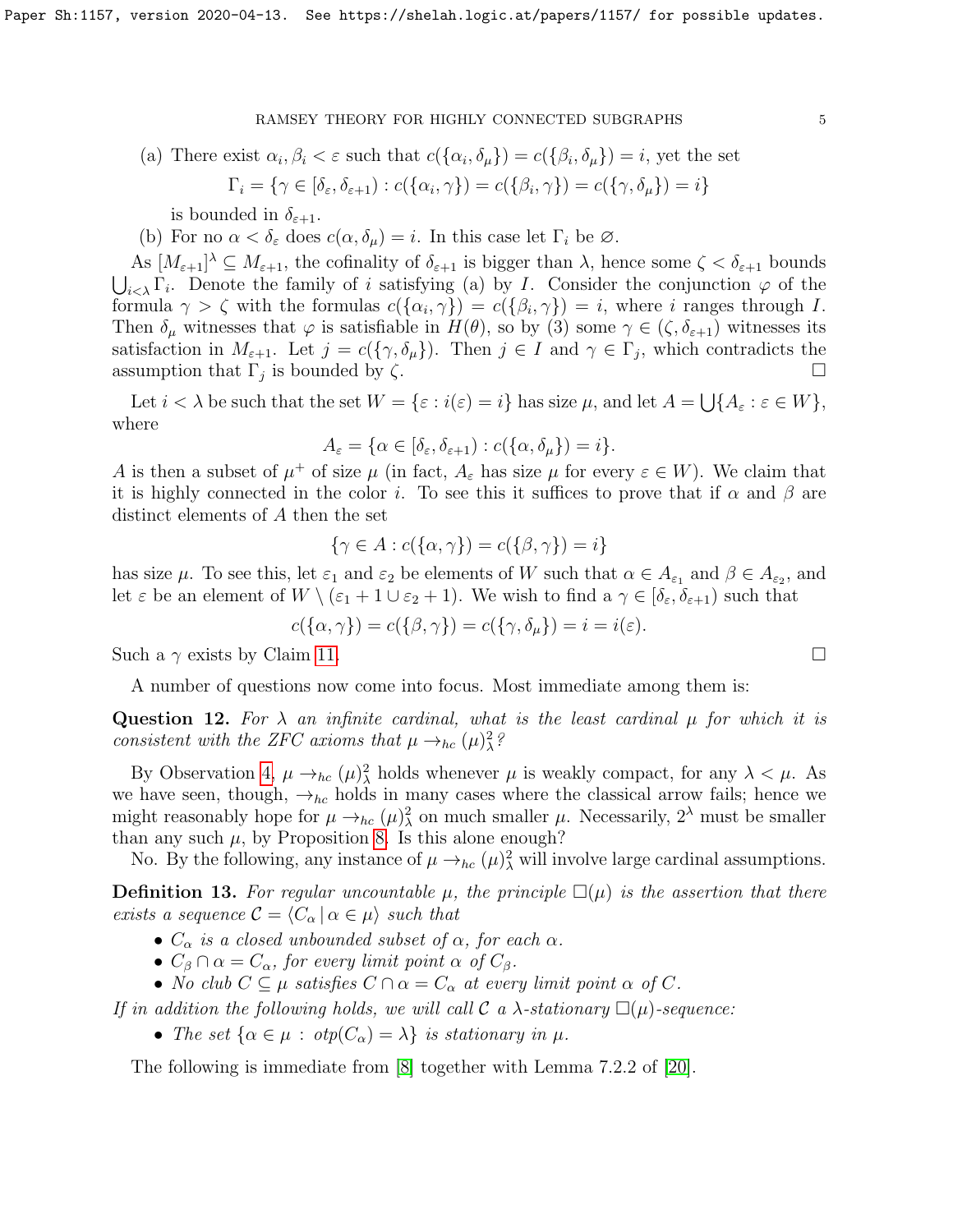(a) There exist $\alpha_i, \beta_i < \varepsilon$ such that $c(\{\alpha_i, \delta_\mu\}) = c(\{\beta_i, \delta_\mu\}) = i$, yet the set

$$\Gamma_i = \{\gamma \in [\delta_\varepsilon, \delta_{\varepsilon+1}) : c(\{\alpha_i, \gamma\}) = c(\{\beta_i, \gamma\}) = c(\{\gamma, \delta_\mu\}) = i\}$$

is bounded in $\delta_{\varepsilon+1}$.

(b) For no $\alpha < \delta_\varepsilon$ does $c(\alpha, \delta_\mu) = i$. In this case let $\Gamma_i$ be $\varnothing$.

As $[M_{\varepsilon+1}]^\lambda \subseteq M_{\varepsilon+1}$, the cofinality of $\delta_{\varepsilon+1}$ is bigger than $\lambda$, hence some $\zeta < \delta_{\varepsilon+1}$ bounds $\bigcup_{i<\lambda} \Gamma_i$. Denote the family of $i$ satisfying (a) by $I$. Consider the conjunction $\varphi$ of the formula $\gamma > \zeta$ with the formulas $c(\{\alpha_i, \gamma\}) = c(\{\beta_i, \gamma\}) = i$, where $i$ ranges through $I$. Then $\delta_\mu$ witnesses that $\varphi$ is satisfiable in $H(\theta)$, so by (3) some $\gamma \in (\zeta, \delta_{\varepsilon+1})$ witnesses its satisfaction in $M_{\varepsilon+1}$. Let $j = c(\{\gamma, \delta_\mu\})$. Then $j \in I$ and $\gamma \in \Gamma_j$, which contradicts the assumption that $\Gamma_j$ is bounded by $\zeta$. □

Let $i < \lambda$ be such that the set $W = \{\varepsilon : i(\varepsilon) = i\}$ has size $\mu$, and let $A = \bigcup\{A_\varepsilon : \varepsilon \in W\}$, where

$$A_\varepsilon = \{\alpha \in [\delta_\varepsilon, \delta_{\varepsilon+1}) : c(\{\alpha, \delta_\mu\}) = i\}.$$

$A$ is then a subset of $\mu^+$ of size $\mu$ (in fact, $A_\varepsilon$ has size $\mu$ for every $\varepsilon \in W$). We claim that it is highly connected in the color $i$. To see this it suffices to prove that if $\alpha$ and $\beta$ are distinct elements of $A$ then the set

$$\{\gamma \in A : c(\{\alpha, \gamma\}) = c(\{\beta, \gamma\}) = i\}$$

has size $\mu$. To see this, let $\varepsilon_1$ and $\varepsilon_2$ be elements of $W$ such that $\alpha \in A_{\varepsilon_1}$ and $\beta \in A_{\varepsilon_2}$, and let $\varepsilon$ be an element of $W \setminus (\varepsilon_1 + 1 \cup \varepsilon_2 + 1)$. We wish to find a $\gamma \in [\delta_\varepsilon, \delta_{\varepsilon+1})$ such that

$$c(\{\alpha, \gamma\}) = c(\{\beta, \gamma\}) = c(\{\gamma, \delta_\mu\}) = i = i(\varepsilon).$$

Such a $\gamma$ exists by Claim 11. □

A number of questions now come into focus. Most immediate among them is:

**Question 12.** *For $\lambda$ an infinite cardinal, what is the least cardinal $\mu$ for which it is consistent with the ZFC axioms that $\mu \rightarrow_{hc} (\mu)^2_\lambda$?*

By Observation 4, $\mu \rightarrow_{hc} (\mu)^2_\lambda$ holds whenever $\mu$ is weakly compact, for any $\lambda < \mu$. As we have seen, though, $\rightarrow_{hc}$ holds in many cases where the classical arrow fails; hence we might reasonably hope for $\mu \rightarrow_{hc} (\mu)^2_\lambda$ on much smaller $\mu$. Necessarily, $2^\lambda$ must be smaller than any such $\mu$, by Proposition 8. Is this alone enough?

No. By the following, any instance of $\mu \rightarrow_{hc} (\mu)^2_\lambda$ will involve large cardinal assumptions.

**Definition 13.** *For regular uncountable $\mu$, the principle $\square(\mu)$ is the assertion that there exists a sequence $\mathcal{C} = \langle C_\alpha \,|\, \alpha \in \mu \rangle$ such that*

- *$C_\alpha$ is a closed unbounded subset of $\alpha$, for each $\alpha$.*
- *$C_\beta \cap \alpha = C_\alpha$, for every limit point $\alpha$ of $C_\beta$.*
- *No club $C \subseteq \mu$ satisfies $C \cap \alpha = C_\alpha$ at every limit point $\alpha$ of $C$.*

*If in addition the following holds, we will call $\mathcal{C}$ a $\lambda$-stationary $\square(\mu)$-sequence:*

- *The set $\{\alpha \in \mu : otp(C_\alpha) = \lambda\}$ is stationary in $\mu$.*

The following is immediate from [8] together with Lemma 7.2.2 of [20].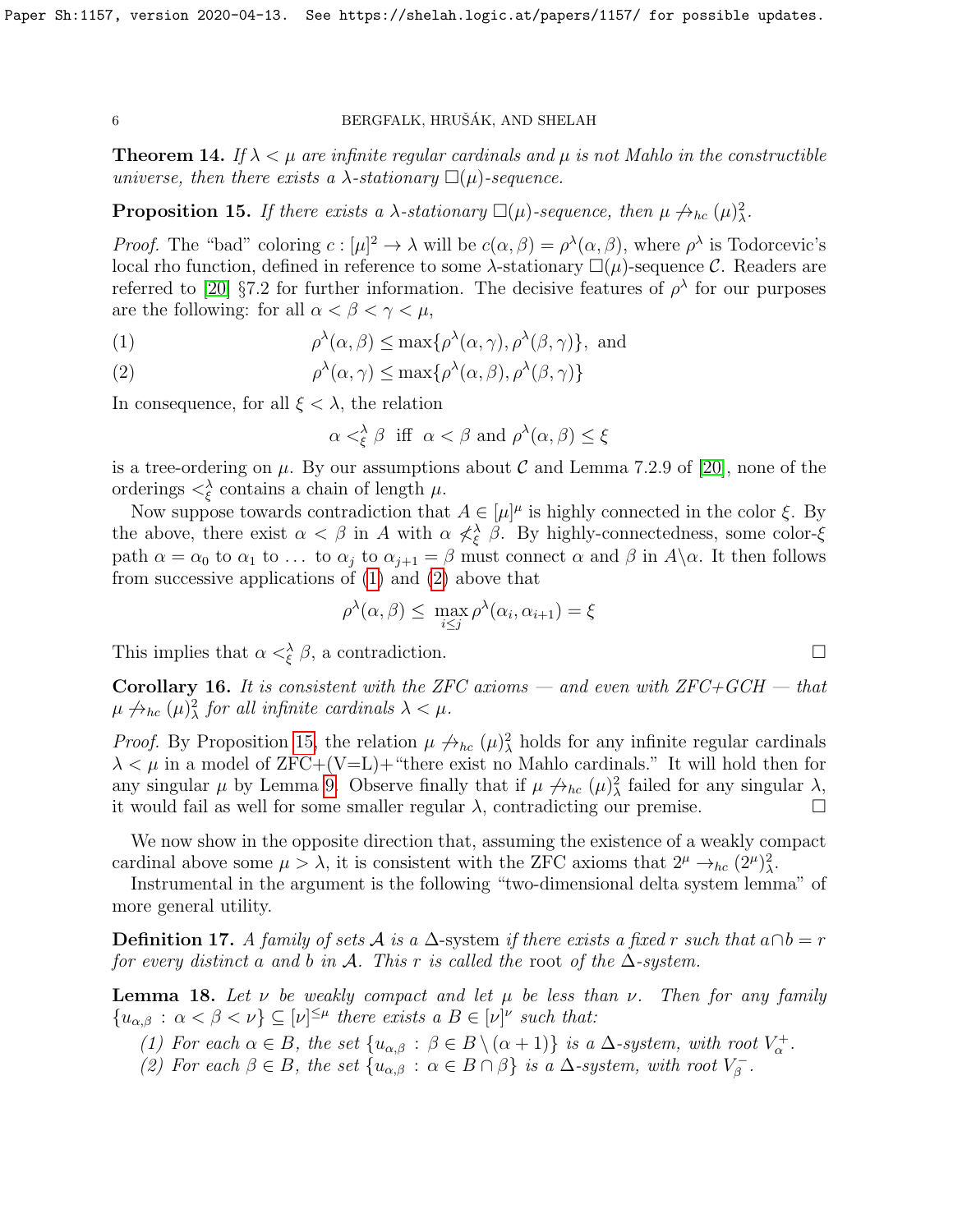**Theorem 14.** *If $\lambda < \mu$ are infinite regular cardinals and $\mu$ is not Mahlo in the constructible universe, then there exists a $\lambda$-stationary $\square(\mu)$-sequence.*

**Proposition 15.** *If there exists a $\lambda$-stationary $\square(\mu)$-sequence, then $\mu \not\to_{hc} (\mu)^2_\lambda$.*

*Proof.* The "bad" coloring $c : [\mu]^2 \to \lambda$ will be $c(\alpha, \beta) = \rho^\lambda(\alpha, \beta)$, where $\rho^\lambda$ is Todorcevic's local rho function, defined in reference to some $\lambda$-stationary $\square(\mu)$-sequence $\mathcal{C}$. Readers are referred to [20] §7.2 for further information. The decisive features of $\rho^\lambda$ for our purposes are the following: for all $\alpha < \beta < \gamma < \mu$,

$$\rho^\lambda(\alpha, \beta) \leq \max\{\rho^\lambda(\alpha, \gamma), \rho^\lambda(\beta, \gamma)\}, \text{ and} \tag{1}$$

$$\rho^\lambda(\alpha, \gamma) \leq \max\{\rho^\lambda(\alpha, \beta), \rho^\lambda(\beta, \gamma)\} \tag{2}$$

In consequence, for all $\xi < \lambda$, the relation

$$\alpha <^\lambda_\xi \beta \text{ iff } \alpha < \beta \text{ and } \rho^\lambda(\alpha, \beta) \leq \xi$$

is a tree-ordering on $\mu$. By our assumptions about $\mathcal{C}$ and Lemma 7.2.9 of [20], none of the orderings $<^\lambda_\xi$ contains a chain of length $\mu$.

Now suppose towards contradiction that $A \in [\mu]^\mu$ is highly connected in the color $\xi$. By the above, there exist $\alpha < \beta$ in $A$ with $\alpha \not<^\lambda_\xi \beta$. By highly-connectedness, some color-$\xi$ path $\alpha = \alpha_0$ to $\alpha_1$ to $\ldots$ to $\alpha_j$ to $\alpha_{j+1} = \beta$ must connect $\alpha$ and $\beta$ in $A \backslash \alpha$. It then follows from successive applications of (1) and (2) above that

$$\rho^\lambda(\alpha, \beta) \leq \max_{i \leq j} \rho^\lambda(\alpha_i, \alpha_{i+1}) = \xi$$

This implies that $\alpha <^\lambda_\xi \beta$, a contradiction. $\square$

**Corollary 16.** *It is consistent with the ZFC axioms — and even with ZFC+GCH — that $\mu \not\to_{hc} (\mu)^2_\lambda$ for all infinite cardinals $\lambda < \mu$.*

*Proof.* By Proposition 15, the relation $\mu \not\to_{hc} (\mu)^2_\lambda$ holds for any infinite regular cardinals $\lambda < \mu$ in a model of ZFC+(V=L)+"there exist no Mahlo cardinals." It will hold then for any singular $\mu$ by Lemma 9. Observe finally that if $\mu \not\to_{hc} (\mu)^2_\lambda$ failed for any singular $\lambda$, it would fail as well for some smaller regular $\lambda$, contradicting our premise. $\square$

We now show in the opposite direction that, assuming the existence of a weakly compact cardinal above some $\mu > \lambda$, it is consistent with the ZFC axioms that $2^\mu \to_{hc} (2^\mu)^2_\lambda$.

Instrumental in the argument is the following "two-dimensional delta system lemma" of more general utility.

**Definition 17.** *A family of sets $\mathcal{A}$ is a* $\Delta$-system *if there exists a fixed $r$ such that $a \cap b = r$ for every distinct $a$ and $b$ in $\mathcal{A}$. This $r$ is called the* root *of the $\Delta$-system.*

**Lemma 18.** *Let $\nu$ be weakly compact and let $\mu$ be less than $\nu$. Then for any family $\{u_{\alpha,\beta} : \alpha < \beta < \nu\} \subseteq [\nu]^{\leq\mu}$ there exists a $B \in [\nu]^\nu$ such that:*

*(1) For each $\alpha \in B$, the set $\{u_{\alpha,\beta} : \beta \in B \setminus (\alpha + 1)\}$ is a $\Delta$-system, with root $V^+_\alpha$.*
*(2) For each $\beta \in B$, the set $\{u_{\alpha,\beta} : \alpha \in B \cap \beta\}$ is a $\Delta$-system, with root $V^-_\beta$.*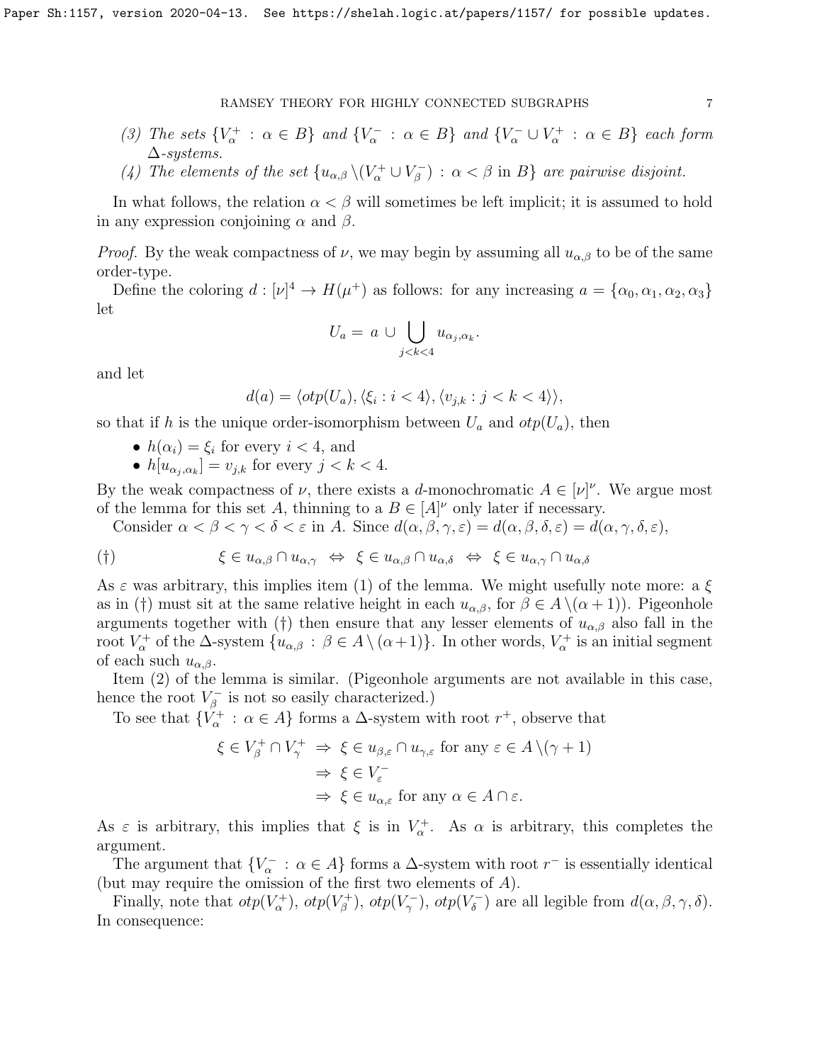(3) *The sets* $\{V^+_\alpha : \alpha \in B\}$ *and* $\{V^-_\alpha : \alpha \in B\}$ *and* $\{V^-_\alpha \cup V^+_\alpha : \alpha \in B\}$ *each form* $\Delta$*-systems.*

(4) *The elements of the set* $\{u_{\alpha,\beta} \setminus (V^+_\alpha \cup V^-_\beta) : \alpha < \beta \text{ in } B\}$ *are pairwise disjoint.*

In what follows, the relation $\alpha < \beta$ will sometimes be left implicit; it is assumed to hold in any expression conjoining $\alpha$ and $\beta$.

*Proof.* By the weak compactness of $\nu$, we may begin by assuming all $u_{\alpha,\beta}$ to be of the same order-type.

Define the coloring $d : [\nu]^4 \to H(\mu^+)$ as follows: for any increasing $a = \{\alpha_0, \alpha_1, \alpha_2, \alpha_3\}$ let

$$U_a = a \cup \bigcup_{j<k<4} u_{\alpha_j,\alpha_k}.$$

and let

$$d(a) = \langle otp(U_a), \langle \xi_i : i < 4\rangle, \langle v_{j,k} : j < k < 4\rangle\rangle,$$

so that if $h$ is the unique order-isomorphism between $U_a$ and $otp(U_a)$, then

- $h(\alpha_i) = \xi_i$ for every $i < 4$, and
- $h[u_{\alpha_j,\alpha_k}] = v_{j,k}$ for every $j < k < 4$.

By the weak compactness of $\nu$, there exists a $d$-monochromatic $A \in [\nu]^\nu$. We argue most of the lemma for this set $A$, thinning to a $B \in [A]^\nu$ only later if necessary.

Consider $\alpha < \beta < \gamma < \delta < \varepsilon$ in $A$. Since $d(\alpha, \beta, \gamma, \varepsilon) = d(\alpha, \beta, \delta, \varepsilon) = d(\alpha, \gamma, \delta, \varepsilon)$,

$$(\dagger) \qquad \xi \in u_{\alpha,\beta} \cap u_{\alpha,\gamma} \;\Leftrightarrow\; \xi \in u_{\alpha,\beta} \cap u_{\alpha,\delta} \;\Leftrightarrow\; \xi \in u_{\alpha,\gamma} \cap u_{\alpha,\delta}$$

As $\varepsilon$ was arbitrary, this implies item (1) of the lemma. We might usefully note more: a $\xi$ as in ($\dagger$) must sit at the same relative height in each $u_{\alpha,\beta}$, for $\beta \in A \setminus (\alpha + 1)$). Pigeonhole arguments together with ($\dagger$) then ensure that any lesser elements of $u_{\alpha,\beta}$ also fall in the root $V^+_\alpha$ of the $\Delta$-system $\{u_{\alpha,\beta} : \beta \in A \setminus (\alpha+1)\}$. In other words, $V^+_\alpha$ is an initial segment of each such $u_{\alpha,\beta}$.

Item (2) of the lemma is similar. (Pigeonhole arguments are not available in this case, hence the root $V^-_\beta$ is not so easily characterized.)

To see that $\{V^+_\alpha : \alpha \in A\}$ forms a $\Delta$-system with root $r^+$, observe that

$$\begin{aligned}
\xi \in V^+_\beta \cap V^+_\gamma \;&\Rightarrow\; \xi \in u_{\beta,\varepsilon} \cap u_{\gamma,\varepsilon} \text{ for any } \varepsilon \in A \setminus (\gamma + 1) \\
&\Rightarrow\; \xi \in V^-_\varepsilon \\
&\Rightarrow\; \xi \in u_{\alpha,\varepsilon} \text{ for any } \alpha \in A \cap \varepsilon.
\end{aligned}$$

As $\varepsilon$ is arbitrary, this implies that $\xi$ is in $V^+_\alpha$. As $\alpha$ is arbitrary, this completes the argument.

The argument that $\{V^-_\alpha : \alpha \in A\}$ forms a $\Delta$-system with root $r^-$ is essentially identical (but may require the omission of the first two elements of $A$).

Finally, note that $otp(V^+_\alpha)$, $otp(V^+_\beta)$, $otp(V^-_\gamma)$, $otp(V^-_\delta)$ are all legible from $d(\alpha, \beta, \gamma, \delta)$. In consequence: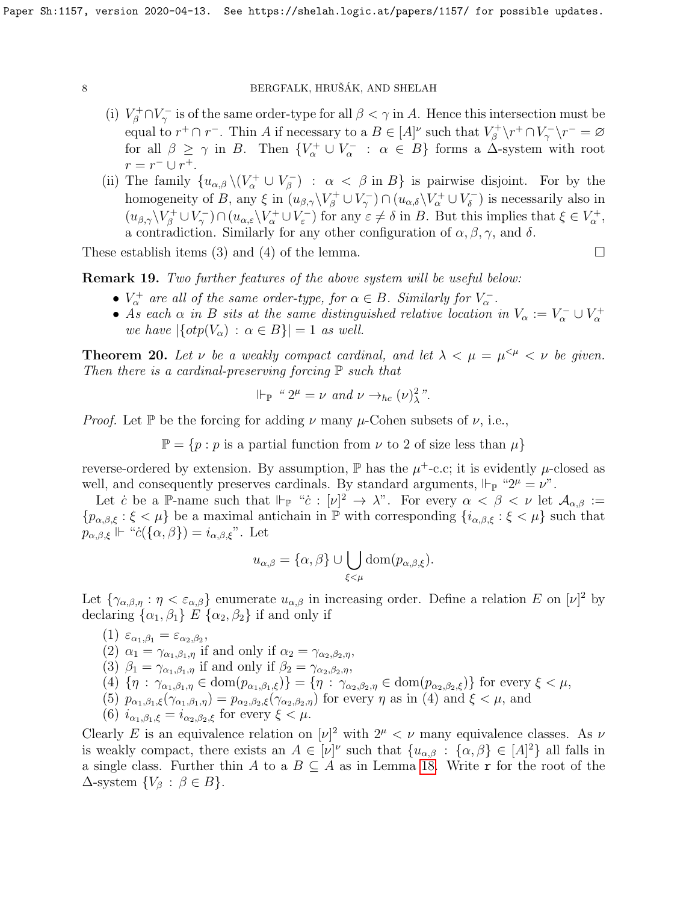(i) $V_\beta^+ \cap V_\gamma^-$ is of the same order-type for all $\beta < \gamma$ in $A$. Hence this intersection must be equal to $r^+ \cap r^-$. Thin $A$ if necessary to a $B \in [A]^\nu$ such that $V_\beta^+ \backslash r^+ \cap V_\gamma^- \backslash r^- = \varnothing$ for all $\beta \geq \gamma$ in $B$. Then $\{V_\alpha^+ \cup V_\alpha^- : \alpha \in B\}$ forms a $\Delta$-system with root $r = r^- \cup r^+$.

(ii) The family $\{u_{\alpha,\beta} \backslash (V_\alpha^+ \cup V_\beta^-) : \alpha < \beta \text{ in } B\}$ is pairwise disjoint. For by the homogeneity of $B$, any $\xi$ in $(u_{\beta,\gamma} \backslash V_\beta^+ \cup V_\gamma^-) \cap (u_{\alpha,\delta} \backslash V_\alpha^+ \cup V_\delta^-)$ is necessarily also in $(u_{\beta,\gamma} \backslash V_\beta^+ \cup V_\gamma^-) \cap (u_{\alpha,\varepsilon} \backslash V_\alpha^+ \cup V_\varepsilon^-)$ for any $\varepsilon \neq \delta$ in $B$. But this implies that $\xi \in V_\alpha^+$, a contradiction. Similarly for any other configuration of $\alpha, \beta, \gamma$, and $\delta$.

These establish items (3) and (4) of the lemma. $\square$

**Remark 19.** *Two further features of the above system will be useful below:*

- *$V_\alpha^+$ are all of the same order-type, for $\alpha \in B$. Similarly for $V_\alpha^-$.*
- *As each $\alpha$ in $B$ sits at the same distinguished relative location in $V_\alpha := V_\alpha^- \cup V_\alpha^+$ we have $|\{otp(V_\alpha) : \alpha \in B\}| = 1$ as well.*

**Theorem 20.** *Let $\nu$ be a weakly compact cardinal, and let $\lambda < \mu = \mu^{<\mu} < \nu$ be given. Then there is a cardinal-preserving forcing $\mathbb{P}$ such that*

$$\Vdash_{\mathbb{P}} \text{ “ } 2^\mu = \nu \text{ and } \nu \rightarrow_{hc} (\nu)^2_\lambda \text{ ”.}$$

*Proof.* Let $\mathbb{P}$ be the forcing for adding $\nu$ many $\mu$-Cohen subsets of $\nu$, i.e.,

$$\mathbb{P} = \{p : p \text{ is a partial function from } \nu \text{ to } 2 \text{ of size less than } \mu\}$$

reverse-ordered by extension. By assumption, $\mathbb{P}$ has the $\mu^+$-c.c; it is evidently $\mu$-closed as well, and consequently preserves cardinals. By standard arguments, $\Vdash_{\mathbb{P}}$ “$2^\mu = \nu$”.

Let $\dot{c}$ be a $\mathbb{P}$-name such that $\Vdash_{\mathbb{P}}$ “$\dot{c} : [\nu]^2 \to \lambda$”. For every $\alpha < \beta < \nu$ let $\mathcal{A}_{\alpha,\beta} := \{p_{\alpha,\beta,\xi} : \xi < \mu\}$ be a maximal antichain in $\mathbb{P}$ with corresponding $\{i_{\alpha,\beta,\xi} : \xi < \mu\}$ such that $p_{\alpha,\beta,\xi} \Vdash$ “$\dot{c}(\{\alpha,\beta\}) = i_{\alpha,\beta,\xi}$”. Let

$$u_{\alpha,\beta} = \{\alpha,\beta\} \cup \bigcup_{\xi<\mu} \operatorname{dom}(p_{\alpha,\beta,\xi}).$$

Let $\{\gamma_{\alpha,\beta,\eta} : \eta < \varepsilon_{\alpha,\beta}\}$ enumerate $u_{\alpha,\beta}$ in increasing order. Define a relation $E$ on $[\nu]^2$ by declaring $\{\alpha_1,\beta_1\} \; E \; \{\alpha_2,\beta_2\}$ if and only if

(1) $\varepsilon_{\alpha_1,\beta_1} = \varepsilon_{\alpha_2,\beta_2}$,
(2) $\alpha_1 = \gamma_{\alpha_1,\beta_1,\eta}$ if and only if $\alpha_2 = \gamma_{\alpha_2,\beta_2,\eta}$,
(3) $\beta_1 = \gamma_{\alpha_1,\beta_1,\eta}$ if and only if $\beta_2 = \gamma_{\alpha_2,\beta_2,\eta}$,
(4) $\{\eta : \gamma_{\alpha_1,\beta_1,\eta} \in \operatorname{dom}(p_{\alpha_1,\beta_1,\xi})\} = \{\eta : \gamma_{\alpha_2,\beta_2,\eta} \in \operatorname{dom}(p_{\alpha_2,\beta_2,\xi})\}$ for every $\xi < \mu$,
(5) $p_{\alpha_1,\beta_1,\xi}(\gamma_{\alpha_1,\beta_1,\eta}) = p_{\alpha_2,\beta_2,\xi}(\gamma_{\alpha_2,\beta_2,\eta})$ for every $\eta$ as in (4) and $\xi < \mu$, and
(6) $i_{\alpha_1,\beta_1,\xi} = i_{\alpha_2,\beta_2,\xi}$ for every $\xi < \mu$.

Clearly $E$ is an equivalence relation on $[\nu]^2$ with $2^\mu < \nu$ many equivalence classes. As $\nu$ is weakly compact, there exists an $A \in [\nu]^\nu$ such that $\{u_{\alpha,\beta} : \{\alpha,\beta\} \in [A]^2\}$ all falls in a single class. Further thin $A$ to a $B \subseteq A$ as in Lemma 18. Write $\mathtt{r}$ for the root of the $\Delta$-system $\{V_\beta : \beta \in B\}$.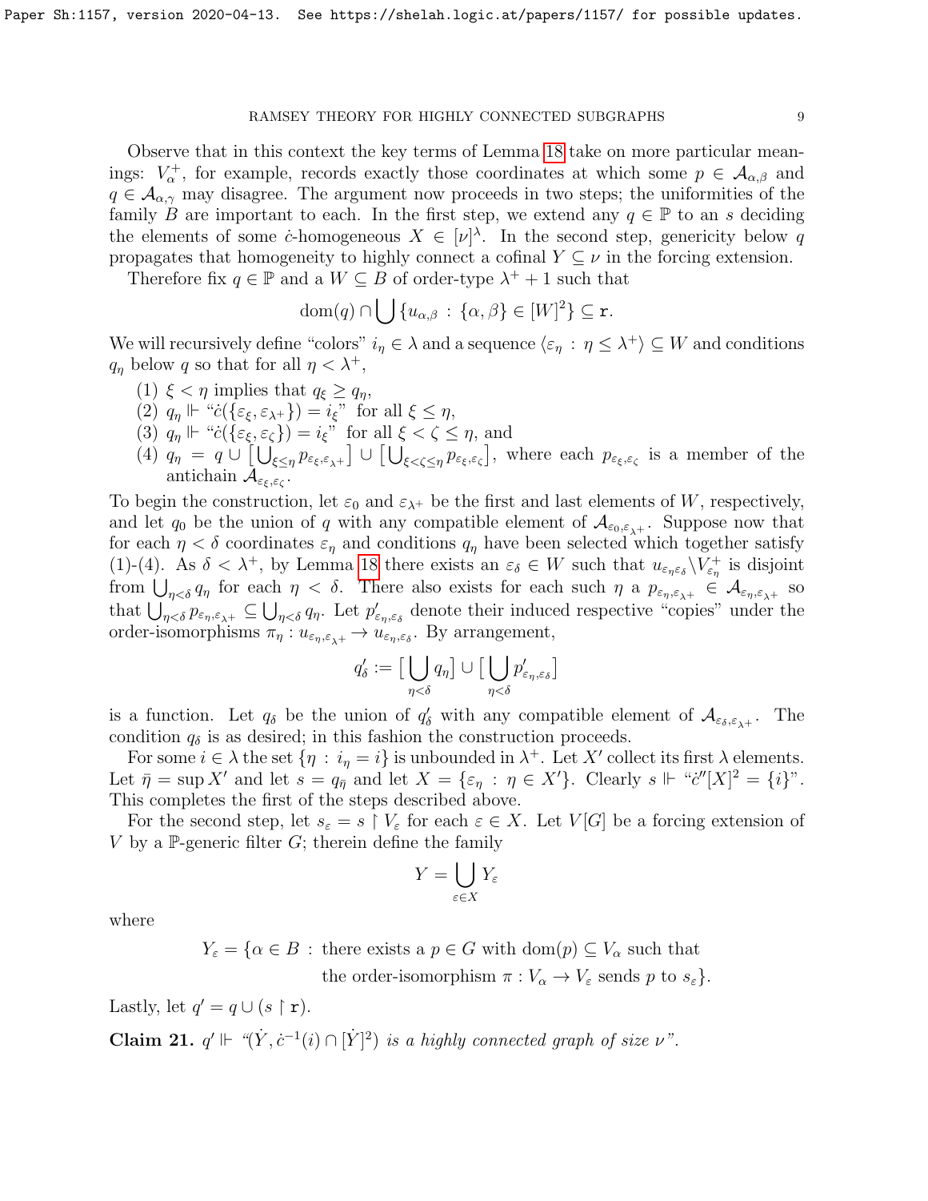Observe that in this context the key terms of Lemma 18 take on more particular meanings: $V_\alpha^+$, for example, records exactly those coordinates at which some $p \in \mathcal{A}_{\alpha,\beta}$ and $q \in \mathcal{A}_{\alpha,\gamma}$ may disagree. The argument now proceeds in two steps; the uniformities of the family $B$ are important to each. In the first step, we extend any $q \in \mathbb{P}$ to an $s$ deciding the elements of some $\dot{c}$-homogeneous $X \in [\nu]^\lambda$. In the second step, genericity below $q$ propagates that homogeneity to highly connect a cofinal $Y \subseteq \nu$ in the forcing extension.

Therefore fix $q \in \mathbb{P}$ and a $W \subseteq B$ of order-type $\lambda^+ + 1$ such that

$$\mathrm{dom}(q) \cap \bigcup \{u_{\alpha,\beta} : \{\alpha, \beta\} \in [W]^2\} \subseteq \mathtt{r}.$$

We will recursively define "colors" $i_\eta \in \lambda$ and a sequence $\langle \varepsilon_\eta : \eta \leq \lambda^+ \rangle \subseteq W$ and conditions $q_\eta$ below $q$ so that for all $\eta < \lambda^+$,

(1) $\xi < \eta$ implies that $q_\xi \geq q_\eta$,
(2) $q_\eta \Vdash$ "$\dot{c}(\{\varepsilon_\xi, \varepsilon_{\lambda^+}\}) = i_\xi$" for all $\xi \leq \eta$,
(3) $q_\eta \Vdash$ "$\dot{c}(\{\varepsilon_\xi, \varepsilon_\zeta\}) = i_\xi$" for all $\xi < \zeta \leq \eta$, and
(4) $q_\eta = q \cup \big[\bigcup_{\xi \leq \eta} p_{\varepsilon_\xi, \varepsilon_{\lambda^+}}\big] \cup \big[\bigcup_{\xi < \zeta \leq \eta} p_{\varepsilon_\xi, \varepsilon_\zeta}\big]$, where each $p_{\varepsilon_\xi, \varepsilon_\zeta}$ is a member of the antichain $\mathcal{A}_{\varepsilon_\xi, \varepsilon_\zeta}$.

To begin the construction, let $\varepsilon_0$ and $\varepsilon_{\lambda^+}$ be the first and last elements of $W$, respectively, and let $q_0$ be the union of $q$ with any compatible element of $\mathcal{A}_{\varepsilon_0, \varepsilon_{\lambda^+}}$. Suppose now that for each $\eta < \delta$ coordinates $\varepsilon_\eta$ and conditions $q_\eta$ have been selected which together satisfy (1)-(4). As $\delta < \lambda^+$, by Lemma 18 there exists an $\varepsilon_\delta \in W$ such that $u_{\varepsilon_\eta \varepsilon_\delta} \backslash V^+_{\varepsilon_\eta}$ is disjoint from $\bigcup_{\eta < \delta} q_\eta$ for each $\eta < \delta$. There also exists for each such $\eta$ a $p_{\varepsilon_\eta, \varepsilon_{\lambda^+}} \in \mathcal{A}_{\varepsilon_\eta, \varepsilon_{\lambda^+}}$ so that $\bigcup_{\eta < \delta} p_{\varepsilon_\eta, \varepsilon_{\lambda^+}} \subseteq \bigcup_{\eta < \delta} q_\eta$. Let $p'_{\varepsilon_\eta, \varepsilon_\delta}$ denote their induced respective "copies" under the order-isomorphisms $\pi_\eta : u_{\varepsilon_\eta, \varepsilon_{\lambda^+}} \to u_{\varepsilon_\eta, \varepsilon_\delta}$. By arrangement,

$$q'_\delta := \big[\bigcup_{\eta < \delta} q_\eta\big] \cup \big[\bigcup_{\eta < \delta} p'_{\varepsilon_\eta, \varepsilon_\delta}\big]$$

is a function. Let $q_\delta$ be the union of $q'_\delta$ with any compatible element of $\mathcal{A}_{\varepsilon_\delta, \varepsilon_{\lambda^+}}$. The condition $q_\delta$ is as desired; in this fashion the construction proceeds.

For some $i \in \lambda$ the set $\{\eta : i_\eta = i\}$ is unbounded in $\lambda^+$. Let $X'$ collect its first $\lambda$ elements. Let $\bar{\eta} = \sup X'$ and let $s = q_{\bar{\eta}}$ and let $X = \{\varepsilon_\eta : \eta \in X'\}$. Clearly $s \Vdash$ "$\dot{c}''[X]^2 = \{i\}$". This completes the first of the steps described above.

For the second step, let $s_\varepsilon = s \restriction V_\varepsilon$ for each $\varepsilon \in X$. Let $V[G]$ be a forcing extension of $V$ by a $\mathbb{P}$-generic filter $G$; therein define the family

$$Y = \bigcup_{\varepsilon \in X} Y_\varepsilon$$

where

$$Y_\varepsilon = \{\alpha \in B : \text{there exists a } p \in G \text{ with } \mathrm{dom}(p) \subseteq V_\alpha \text{ such that the order-isomorphism } \pi : V_\alpha \to V_\varepsilon \text{ sends } p \text{ to } s_\varepsilon\}.$$

Lastly, let $q' = q \cup (s \restriction \mathtt{r})$.

**Claim 21.** *$q' \Vdash$ "$(\dot{Y}, \dot{c}^{-1}(i) \cap [\dot{Y}]^2)$ is a highly connected graph of size $\nu$".*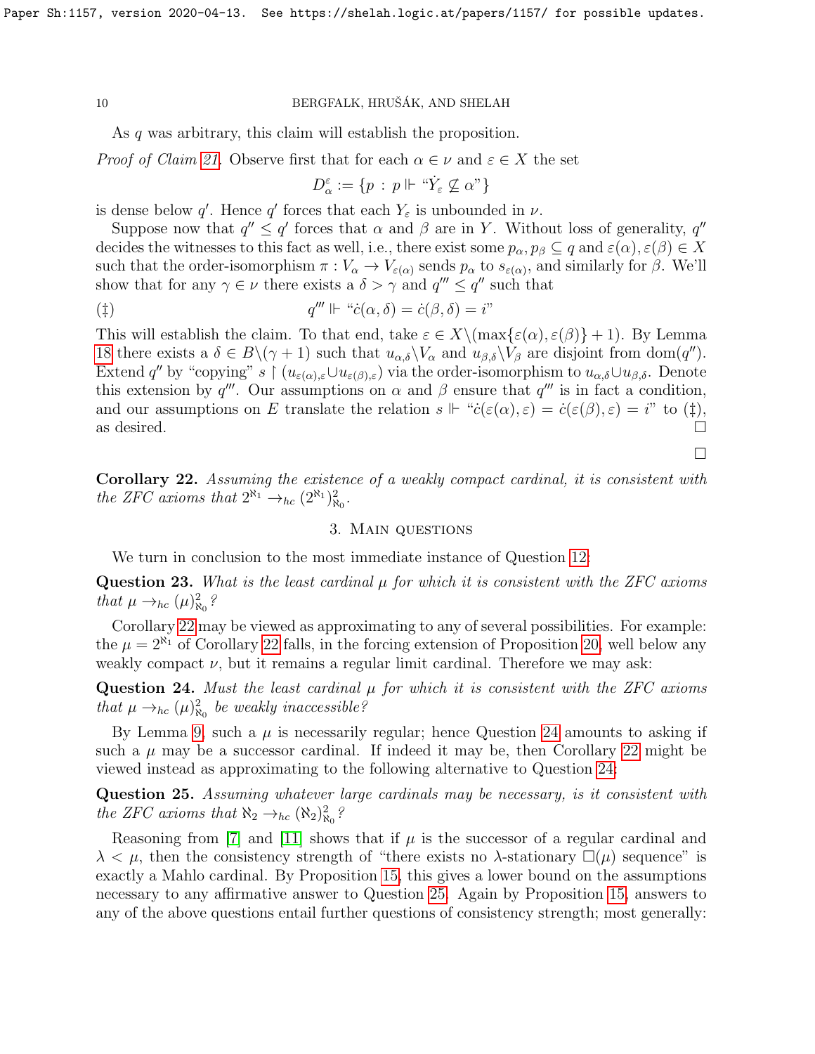As $q$ was arbitrary, this claim will establish the proposition.

*Proof of Claim 21.* Observe first that for each $\alpha \in \nu$ and $\varepsilon \in X$ the set

$$D_\alpha^\varepsilon := \{p \,:\, p \Vdash \text{“}\dot{Y}_\varepsilon \not\subseteq \alpha\text{”}\}$$

is dense below $q'$. Hence $q'$ forces that each $Y_\varepsilon$ is unbounded in $\nu$.

Suppose now that $q'' \leq q'$ forces that $\alpha$ and $\beta$ are in $Y$. Without loss of generality, $q''$ decides the witnesses to this fact as well, i.e., there exist some $p_\alpha, p_\beta \subseteq q$ and $\varepsilon(\alpha), \varepsilon(\beta) \in X$ such that the order-isomorphism $\pi : V_\alpha \to V_{\varepsilon(\alpha)}$ sends $p_\alpha$ to $s_{\varepsilon(\alpha)}$, and similarly for $\beta$. We'll show that for any $\gamma \in \nu$ there exists a $\delta > \gamma$ and $q''' \leq q''$ such that

$$(\ddagger) \qquad\qquad q''' \Vdash \text{“}\dot{c}(\alpha, \delta) = \dot{c}(\beta, \delta) = i\text{”}$$

This will establish the claim. To that end, take $\varepsilon \in X \backslash (\max\{\varepsilon(\alpha), \varepsilon(\beta)\} + 1)$. By Lemma 18 there exists a $\delta \in B \backslash (\gamma + 1)$ such that $u_{\alpha,\delta} \backslash V_\alpha$ and $u_{\beta,\delta} \backslash V_\beta$ are disjoint from $\mathrm{dom}(q'')$. Extend $q''$ by “copying” $s \restriction (u_{\varepsilon(\alpha),\varepsilon} \cup u_{\varepsilon(\beta),\varepsilon})$ via the order-isomorphism to $u_{\alpha,\delta} \cup u_{\beta,\delta}$. Denote this extension by $q'''$. Our assumptions on $\alpha$ and $\beta$ ensure that $q'''$ is in fact a condition, and our assumptions on $E$ translate the relation $s \Vdash \text{“}\dot{c}(\varepsilon(\alpha), \varepsilon) = \dot{c}(\varepsilon(\beta), \varepsilon) = i\text{”}$ to $(\ddagger)$, as desired. □

□

**Corollary 22.** *Assuming the existence of a weakly compact cardinal, it is consistent with the ZFC axioms that $2^{\aleph_1} \to_{hc} (2^{\aleph_1})^2_{\aleph_0}$.*

## 3. Main questions

We turn in conclusion to the most immediate instance of Question 12:

**Question 23.** *What is the least cardinal $\mu$ for which it is consistent with the ZFC axioms that $\mu \to_{hc} (\mu)^2_{\aleph_0}$?*

Corollary 22 may be viewed as approximating to any of several possibilities. For example: the $\mu = 2^{\aleph_1}$ of Corollary 22 falls, in the forcing extension of Proposition 20, well below any weakly compact $\nu$, but it remains a regular limit cardinal. Therefore we may ask:

**Question 24.** *Must the least cardinal $\mu$ for which it is consistent with the ZFC axioms that $\mu \to_{hc} (\mu)^2_{\aleph_0}$ be weakly inaccessible?*

By Lemma 9, such a $\mu$ is necessarily regular; hence Question 24 amounts to asking if such a $\mu$ may be a successor cardinal. If indeed it may be, then Corollary 22 might be viewed instead as approximating to the following alternative to Question 24:

**Question 25.** *Assuming whatever large cardinals may be necessary, is it consistent with the ZFC axioms that $\aleph_2 \to_{hc} (\aleph_2)^2_{\aleph_0}$?*

Reasoning from [7] and [11] shows that if $\mu$ is the successor of a regular cardinal and $\lambda < \mu$, then the consistency strength of “there exists no $\lambda$-stationary $\square(\mu)$ sequence” is exactly a Mahlo cardinal. By Proposition 15, this gives a lower bound on the assumptions necessary to any affirmative answer to Question 25. Again by Proposition 15, answers to any of the above questions entail further questions of consistency strength; most generally: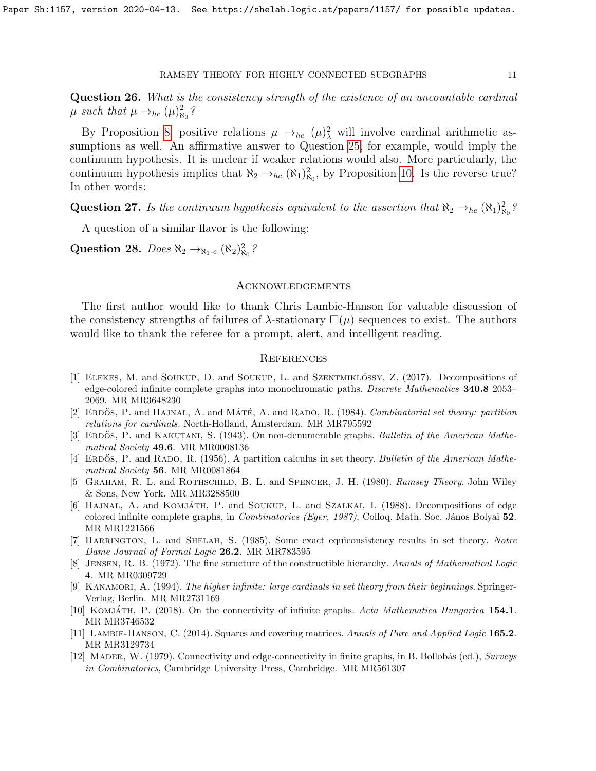**Question 26.** *What is the consistency strength of the existence of an uncountable cardinal $\mu$ such that $\mu \rightarrow_{hc} (\mu)^2_{\aleph_0}$?*

By Proposition 8, positive relations $\mu \rightarrow_{hc} (\mu)^2_\lambda$ will involve cardinal arithmetic assumptions as well. An affirmative answer to Question 25, for example, would imply the continuum hypothesis. It is unclear if weaker relations would also. More particularly, the continuum hypothesis implies that $\aleph_2 \rightarrow_{hc} (\aleph_1)^2_{\aleph_0}$, by Proposition 10. Is the reverse true? In other words:

**Question 27.** *Is the continuum hypothesis equivalent to the assertion that $\aleph_2 \rightarrow_{hc} (\aleph_1)^2_{\aleph_0}$?*

A question of a similar flavor is the following:

**Question 28.** *Does $\aleph_2 \rightarrow_{\aleph_1\text{-}c} (\aleph_2)^2_{\aleph_0}$?*

## Acknowledgements

The first author would like to thank Chris Lambie-Hanson for valuable discussion of the consistency strengths of failures of $\lambda$-stationary $\square(\mu)$ sequences to exist. The authors would like to thank the referee for a prompt, alert, and intelligent reading.

## References

[1] Elekes, M. and Soukup, D. and Soukup, L. and Szentmiklóssy, Z. (2017). Decompositions of edge-colored infinite complete graphs into monochromatic paths. *Discrete Mathematics* **340.8** 2053–2069. MR MR3648230

[2] Erdős, P. and Hajnal, A. and Máté, A. and Rado, R. (1984). *Combinatorial set theory: partition relations for cardinals.* North-Holland, Amsterdam. MR MR795592

[3] Erdős, P. and Kakutani, S. (1943). On non-denumerable graphs. *Bulletin of the American Mathematical Society* **49.6**. MR MR0008136

[4] Erdős, P. and Rado, R. (1956). A partition calculus in set theory. *Bulletin of the American Mathematical Society* **56**. MR MR0081864

[5] Graham, R. L. and Rothschild, B. L. and Spencer, J. H. (1980). *Ramsey Theory*. John Wiley & Sons, New York. MR MR3288500

[6] Hajnal, A. and Komjáth, P. and Soukup, L. and Szalkai, I. (1988). Decompositions of edge colored infinite complete graphs, in *Combinatorics (Eger, 1987)*, Colloq. Math. Soc. János Bolyai **52**. MR MR1221566

[7] Harrington, L. and Shelah, S. (1985). Some exact equiconsistency results in set theory. *Notre Dame Journal of Formal Logic* **26.2**. MR MR783595

[8] Jensen, R. B. (1972). The fine structure of the constructible hierarchy. *Annals of Mathematical Logic* **4**. MR MR0309729

[9] Kanamori, A. (1994). *The higher infinite: large cardinals in set theory from their beginnings.* Springer-Verlag, Berlin. MR MR2731169

[10] Komjáth, P. (2018). On the connectivity of infinite graphs. *Acta Mathematica Hungarica* **154.1**. MR MR3746532

[11] Lambie-Hanson, C. (2014). Squares and covering matrices. *Annals of Pure and Applied Logic* **165.2**. MR MR3129734

[12] Mader, W. (1979). Connectivity and edge-connectivity in finite graphs, in B. Bollobás (ed.), *Surveys in Combinatorics*, Cambridge University Press, Cambridge. MR MR561307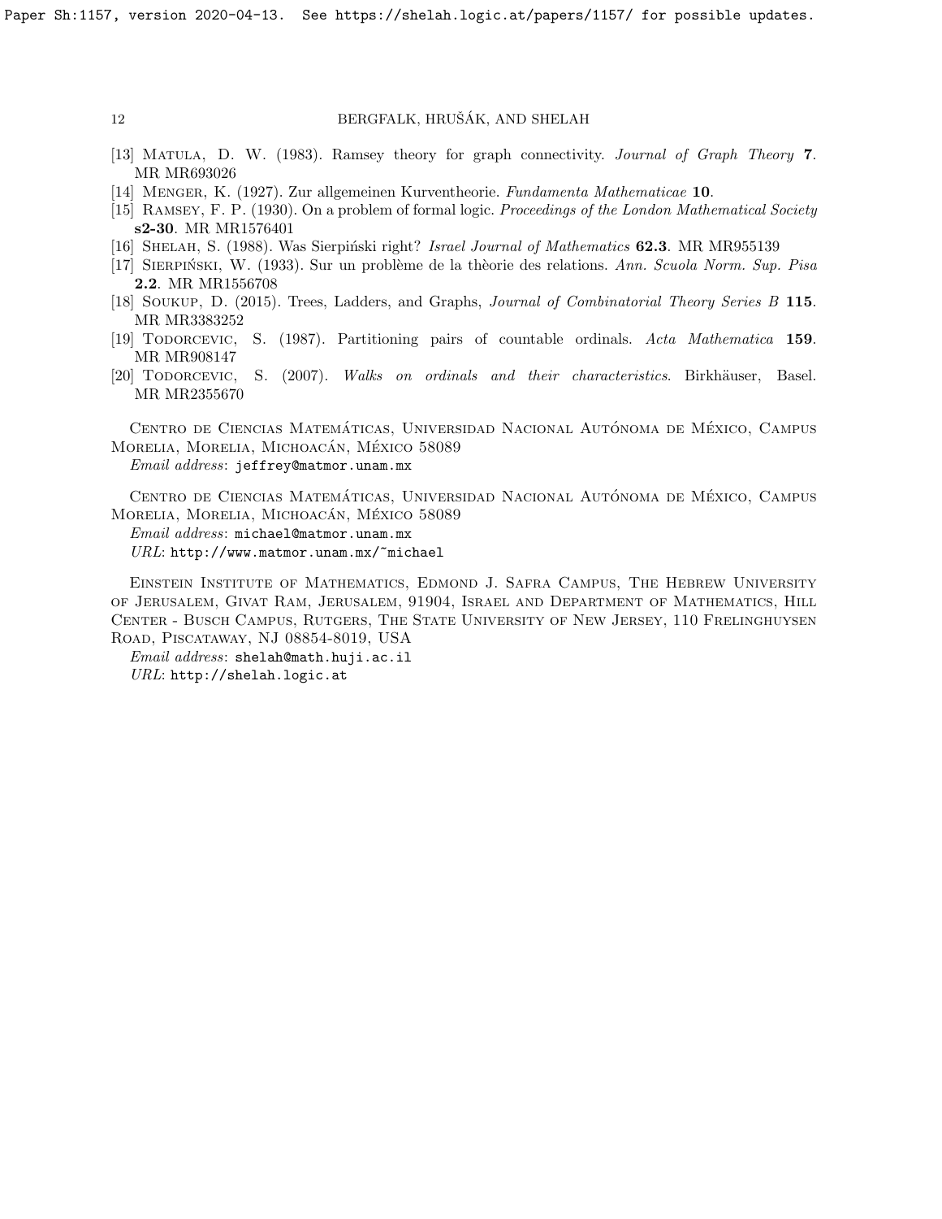[13] Matula, D. W. (1983). Ramsey theory for graph connectivity. *Journal of Graph Theory* **7**. MR MR693026

[14] Menger, K. (1927). Zur allgemeinen Kurventheorie. *Fundamenta Mathematicae* **10**.

[15] Ramsey, F. P. (1930). On a problem of formal logic. *Proceedings of the London Mathematical Society* **s2-30**. MR MR1576401

[16] Shelah, S. (1988). Was Sierpiński right? *Israel Journal of Mathematics* **62.3**. MR MR955139

[17] Sierpiński, W. (1933). Sur un problème de la thèorie des relations. *Ann. Scuola Norm. Sup. Pisa* **2.2**. MR MR1556708

[18] Soukup, D. (2015). Trees, Ladders, and Graphs, *Journal of Combinatorial Theory Series B* **115**. MR MR3383252

[19] Todorcevic, S. (1987). Partitioning pairs of countable ordinals. *Acta Mathematica* **159**. MR MR908147

[20] Todorcevic, S. (2007). *Walks on ordinals and their characteristics*. Birkhäuser, Basel. MR MR2355670

Centro de Ciencias Matemáticas, Universidad Nacional Autónoma de México, Campus Morelia, Morelia, Michoacán, México 58089

*Email address*: jeffrey@matmor.unam.mx

Centro de Ciencias Matemáticas, Universidad Nacional Autónoma de México, Campus Morelia, Morelia, Michoacán, México 58089

*Email address*: michael@matmor.unam.mx

*URL*: http://www.matmor.unam.mx/~michael

Einstein Institute of Mathematics, Edmond J. Safra Campus, The Hebrew University of Jerusalem, Givat Ram, Jerusalem, 91904, Israel and Department of Mathematics, Hill Center - Busch Campus, Rutgers, The State University of New Jersey, 110 Frelinghuysen Road, Piscataway, NJ 08854-8019, USA

*Email address*: shelah@math.huji.ac.il

*URL*: http://shelah.logic.at